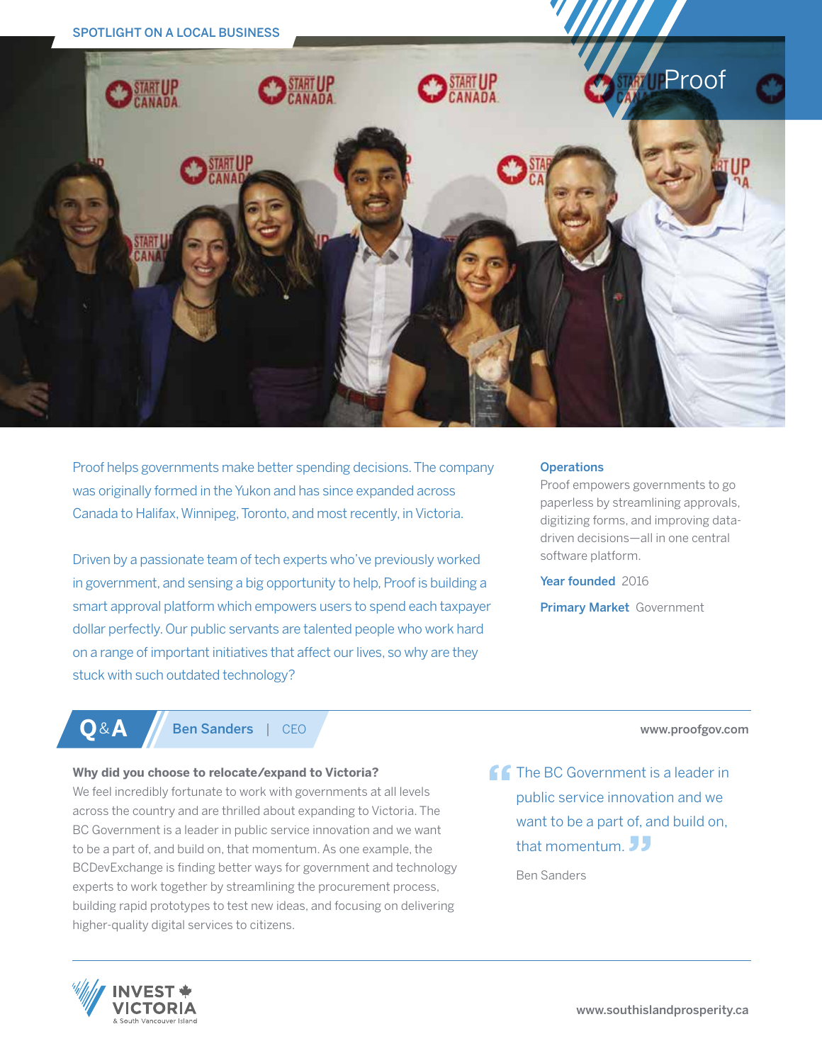SPOTLIGHT ON A LOCAL BUSINESS

# Proof

Proof helps governments make better spending decisions. The company was originally formed in the Yukon and has since expanded across Canada to Halifax, Winnipeg, Toronto, and most recently, in Victoria.

Driven by a passionate team of tech experts who've previously worked in government, and sensing a big opportunity to help, Proof is building a smart approval platform which empowers users to spend each taxpayer dollar perfectly. Our public servants are talented people who work hard on a range of important initiatives that affect our lives, so why are they stuck with such outdated technology?

**Operations**
Proof empowers governments to go paperless by streamlining approvals, digitizing forms, and improving data-driven decisions—all in one central software platform.

**Year founded** 2016

**Primary Market** Government

## Q&A Ben Sanders | CEO

www.proofgov.com

**Why did you choose to relocate/expand to Victoria?**
We feel incredibly fortunate to work with governments at all levels across the country and are thrilled about expanding to Victoria. The BC Government is a leader in public service innovation and we want to be a part of, and build on, that momentum. As one example, the BCDevExchange is finding better ways for government and technology experts to work together by streamlining the procurement process, building rapid prototypes to test new ideas, and focusing on delivering higher-quality digital services to citizens.

> "The BC Government is a leader in public service innovation and we want to be a part of, and build on, that momentum."
>
> Ben Sanders

INVEST VICTORIA & South Vancouver Island

www.southislandprosperity.ca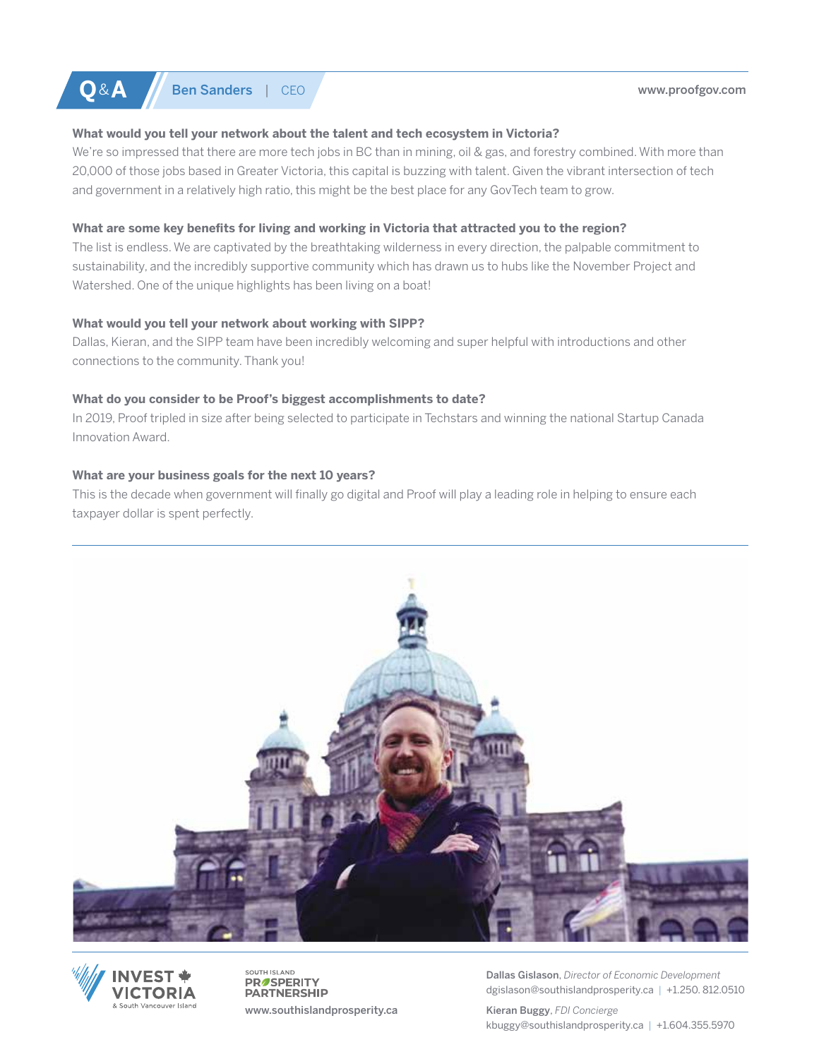**Q&A** **Ben Sanders** | CEO

www.proofgov.com

**What would you tell your network about the talent and tech ecosystem in Victoria?**

We're so impressed that there are more tech jobs in BC than in mining, oil & gas, and forestry combined. With more than 20,000 of those jobs based in Greater Victoria, this capital is buzzing with talent. Given the vibrant intersection of tech and government in a relatively high ratio, this might be the best place for any GovTech team to grow.

**What are some key benefits for living and working in Victoria that attracted you to the region?**

The list is endless. We are captivated by the breathtaking wilderness in every direction, the palpable commitment to sustainability, and the incredibly supportive community which has drawn us to hubs like the November Project and Watershed. One of the unique highlights has been living on a boat!

**What would you tell your network about working with SIPP?**

Dallas, Kieran, and the SIPP team have been incredibly welcoming and super helpful with introductions and other connections to the community. Thank you!

**What do you consider to be Proof's biggest accomplishments to date?**

In 2019, Proof tripled in size after being selected to participate in Techstars and winning the national Startup Canada Innovation Award.

**What are your business goals for the next 10 years?**

This is the decade when government will finally go digital and Proof will play a leading role in helping to ensure each taxpayer dollar is spent perfectly.

INVEST VICTORIA & South Vancouver Island

SOUTH ISLAND PROSPERITY PARTNERSHIP
www.southislandprosperity.ca

**Dallas Gislason**, *Director of Economic Development*
dgislason@southislandprosperity.ca | +1.250. 812.0510

**Kieran Buggy**, *FDI Concierge*
kbuggy@southislandprosperity.ca | +1.604.355.5970